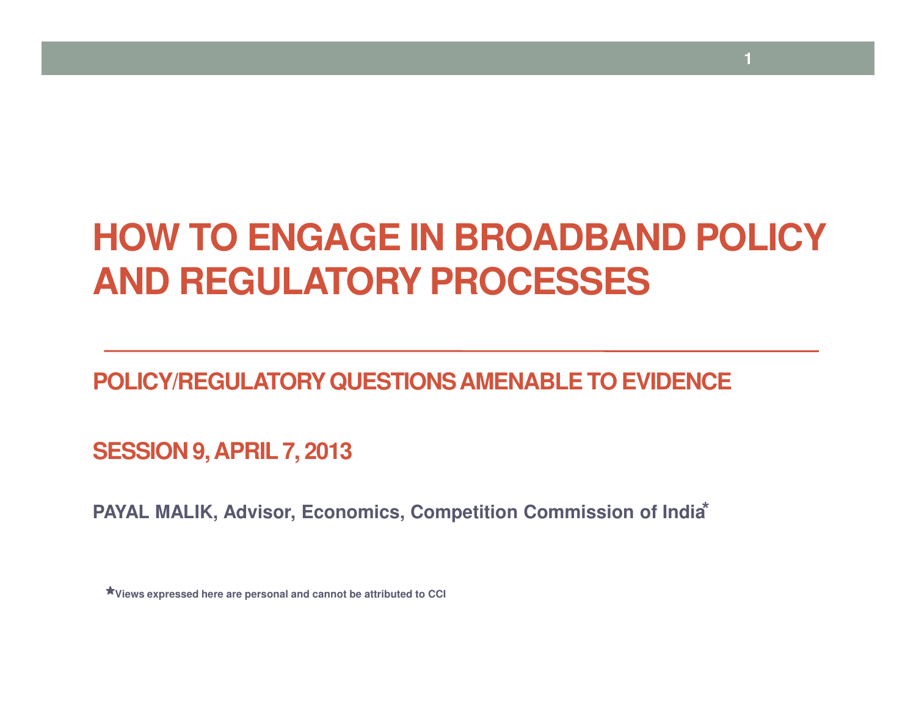# HOW TO ENGAGE IN BROADBAND POLICY AND REGULATORY PROCESSES

## POLICY/REGULATORY QUESTIONS AMENABLE TO EVIDENCE

## SESSION 9, APRIL 7, 2013

**PAYAL MALIK, Advisor, Economics, Competition Commission of India***

*Views expressed here are personal and cannot be attributed to CCI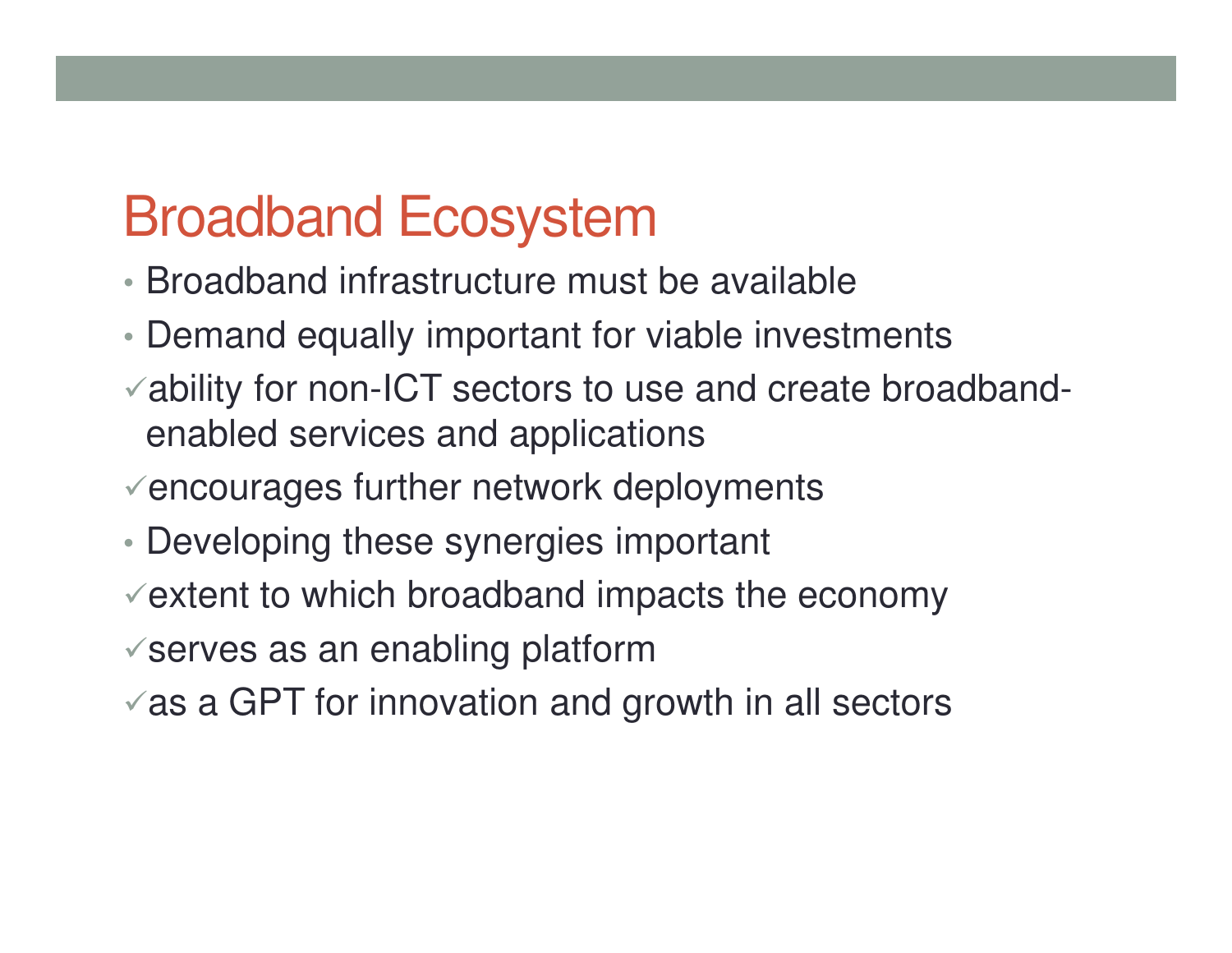# Broadband Ecosystem

- Broadband infrastructure must be available
- Demand equally important for viable investments
  - ✓ ability for non-ICT sectors to use and create broadband-enabled services and applications
  - ✓ encourages further network deployments
- Developing these synergies important
  - ✓ extent to which broadband impacts the economy
  - ✓ serves as an enabling platform
  - ✓ as a GPT for innovation and growth in all sectors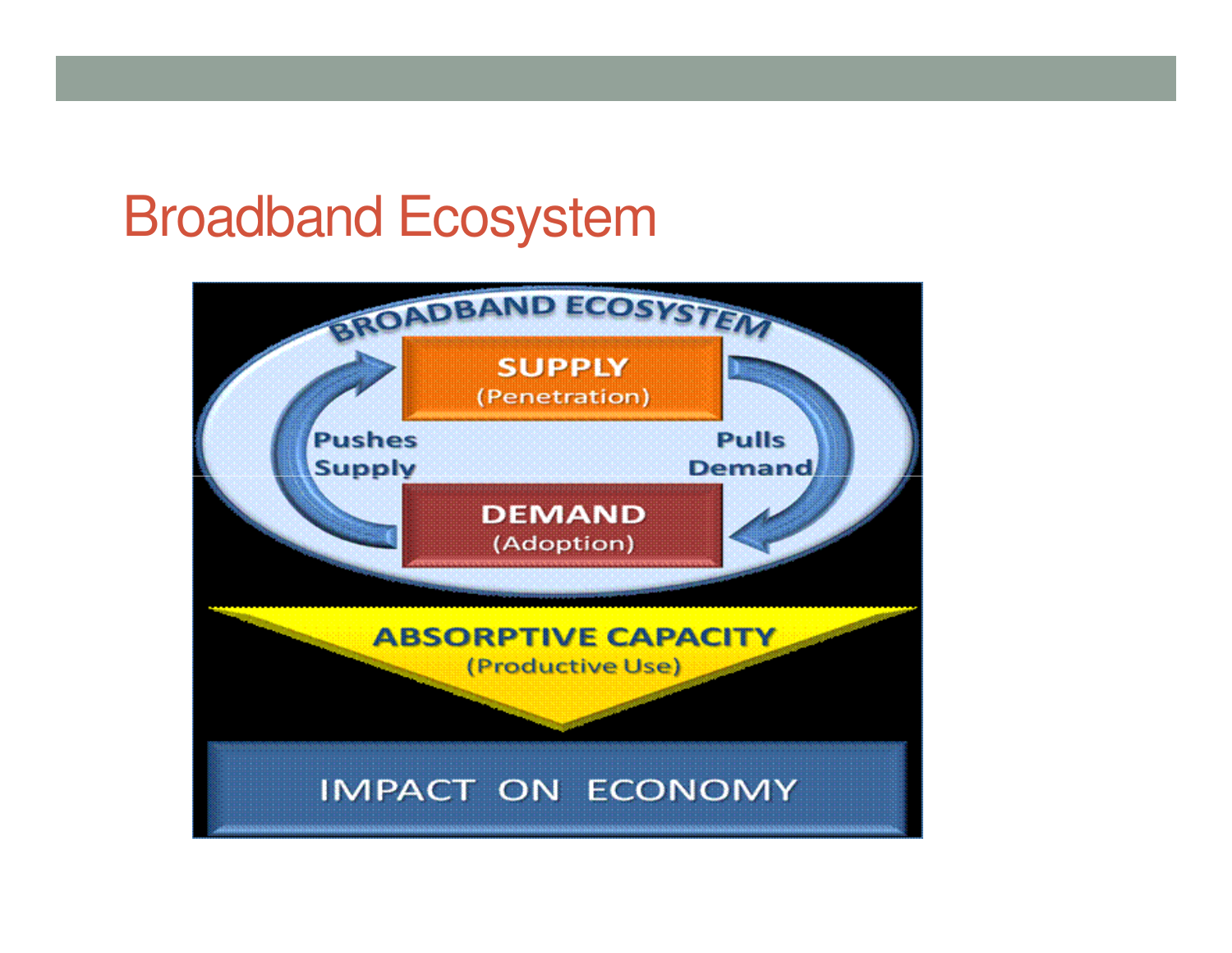# Broadband Ecosystem

BROADBAND ECOSYSTEM

SUPPLY (Penetration)

Pushes Supply

Pulls Demand

DEMAND (Adoption)

ABSORPTIVE CAPACITY (Productive Use)

IMPACT ON ECONOMY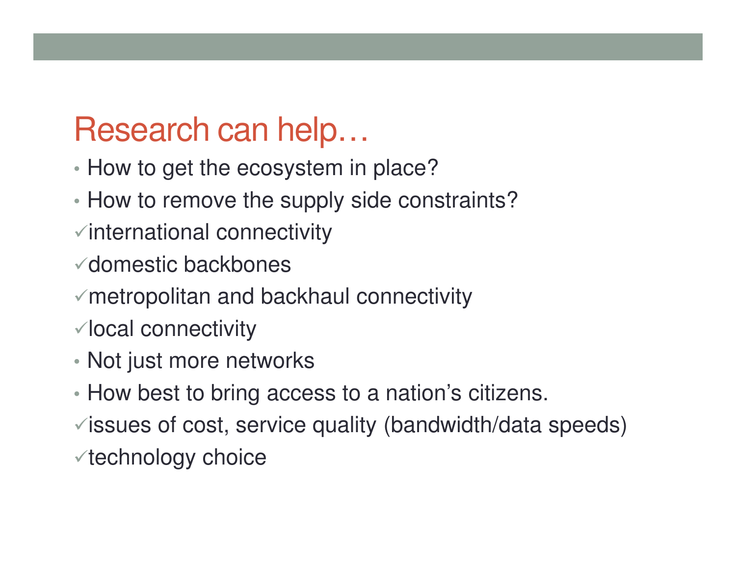# Research can help…

- How to get the ecosystem in place?
- How to remove the supply side constraints?

✓international connectivity

✓domestic backbones

✓metropolitan and backhaul connectivity

✓local connectivity

- Not just more networks
- How best to bring access to a nation's citizens.

✓issues of cost, service quality (bandwidth/data speeds)

✓technology choice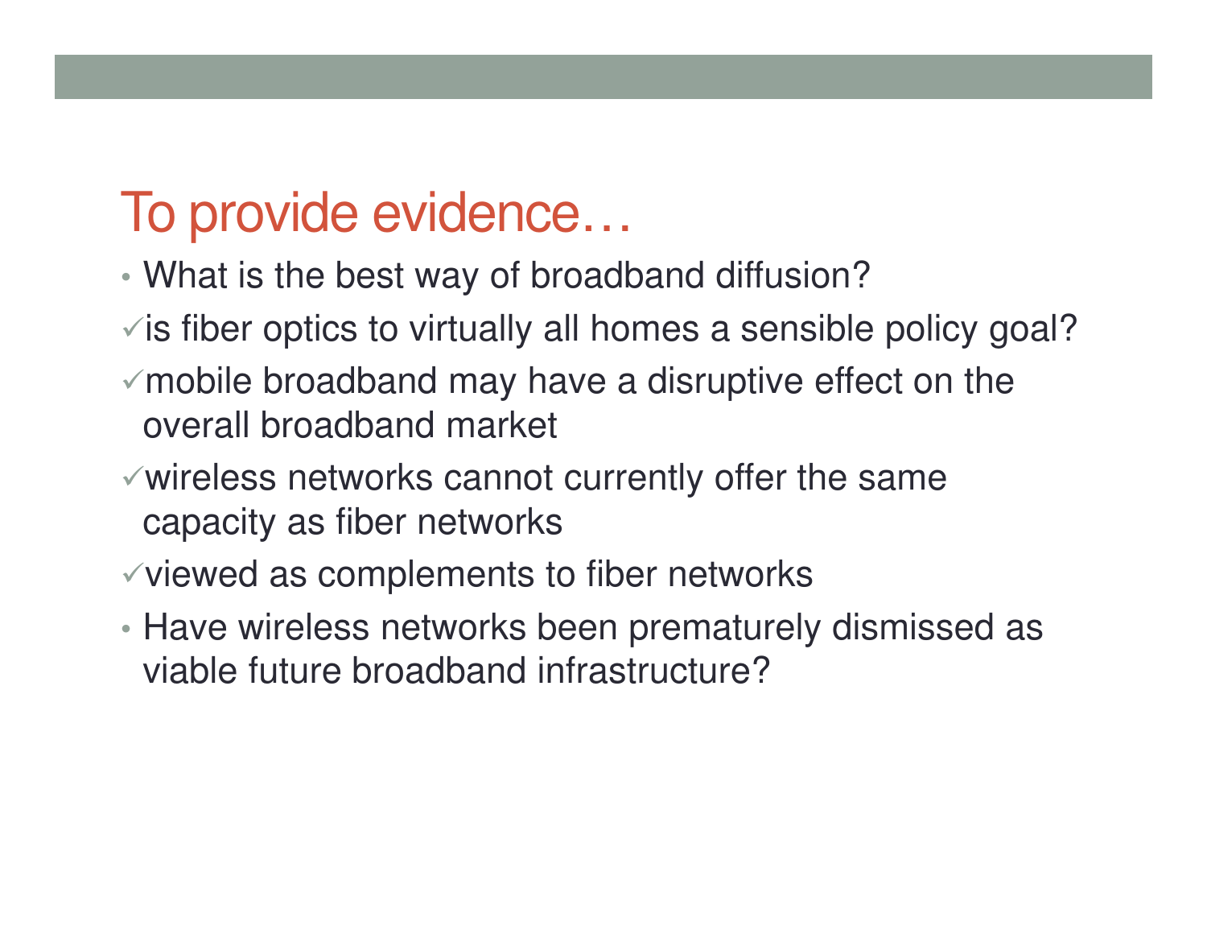# To provide evidence…

- What is the best way of broadband diffusion?

✓ is fiber optics to virtually all homes a sensible policy goal?

✓ mobile broadband may have a disruptive effect on the overall broadband market

✓ wireless networks cannot currently offer the same capacity as fiber networks

✓ viewed as complements to fiber networks

- Have wireless networks been prematurely dismissed as viable future broadband infrastructure?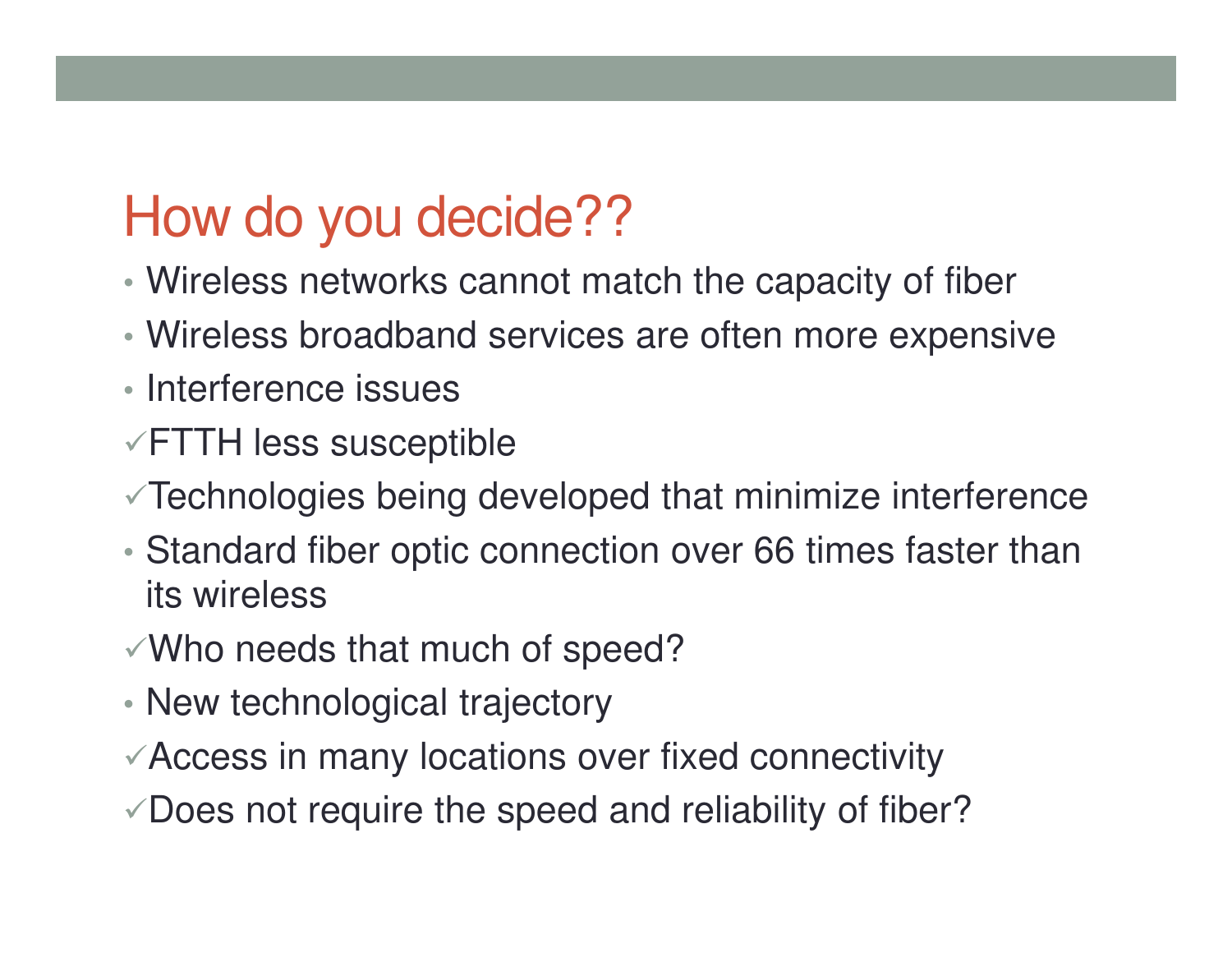# How do you decide??

- Wireless networks cannot match the capacity of fiber
- Wireless broadband services are often more expensive
- Interference issues

✓FTTH less susceptible

✓Technologies being developed that minimize interference

- Standard fiber optic connection over 66 times faster than its wireless

✓Who needs that much of speed?

- New technological trajectory

✓Access in many locations over fixed connectivity

✓Does not require the speed and reliability of fiber?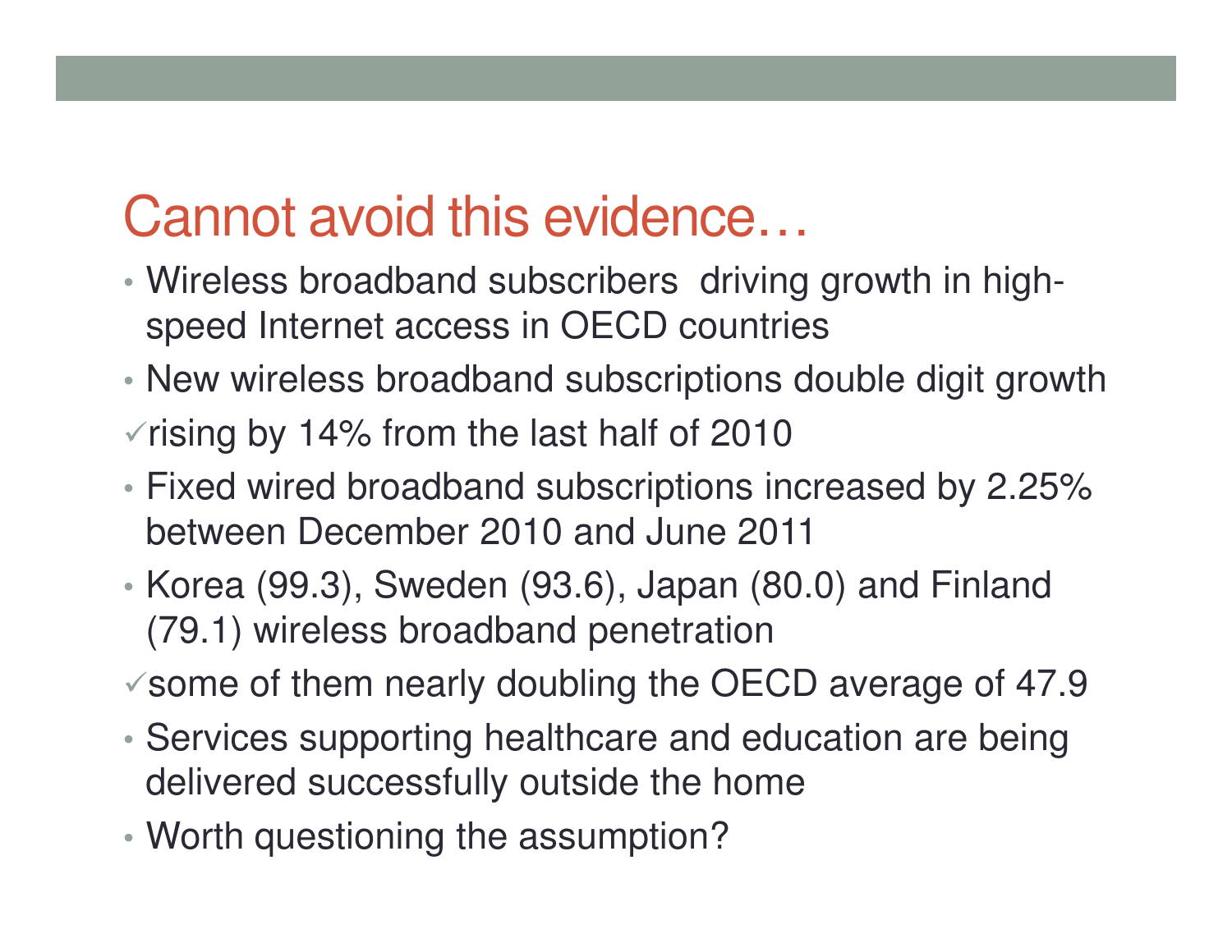# Cannot avoid this evidence…

- Wireless broadband subscribers  driving growth in high-speed Internet access in OECD countries
- New wireless broadband subscriptions double digit growth

✓rising by 14% from the last half of 2010

- Fixed wired broadband subscriptions increased by 2.25% between December 2010 and June 2011
- Korea (99.3), Sweden (93.6), Japan (80.0) and Finland (79.1) wireless broadband penetration

✓some of them nearly doubling the OECD average of 47.9

- Services supporting healthcare and education are being delivered successfully outside the home
- Worth questioning the assumption?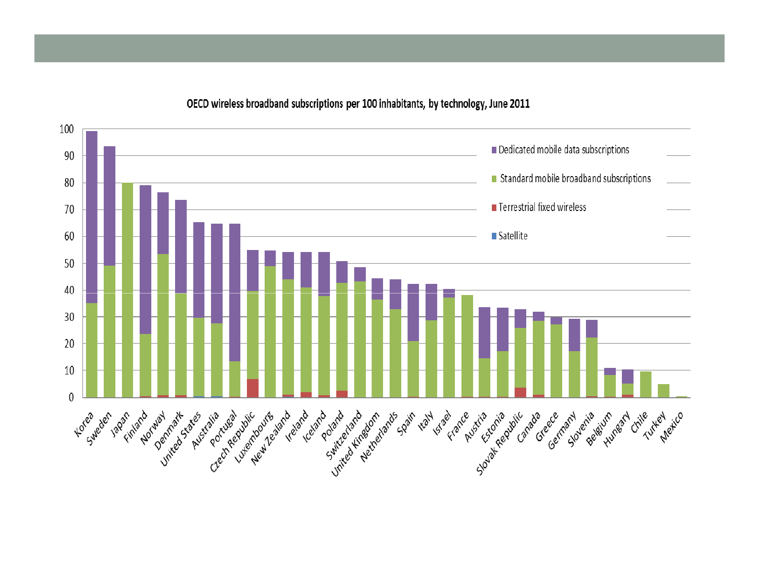**OECD wireless broadband subscriptions per 100 inhabitants, by technology, June 2011**

| Country | Satellite | Terrestrial fixed wireless | Standard mobile broadband subscriptions | Dedicated mobile data subscriptions | Total |
|---|---|---|---|---|---|
| Korea | | | 35 | 64 | 99 |
| Sweden | | | 49 | 44.5 | 93.5 |
| Japan | | | 80 | | 80 |
| Finland | | 0.5 | 23 | 55.5 | 79 |
| Norway | | 1 | 52.5 | 23 | 76.5 |
| Denmark | | 1 | 38 | 34.5 | 73.5 |
| United States | 0.5 | | 29 | 35.5 | 65 |
| Australia | 0.5 | | 27 | 37 | 64.5 |
| Portugal | | 0.5 | 13 | 51 | 64.5 |
| Czech Republic | | 7 | 32.5 | 15.5 | 55 |
| Luxembourg | | | 49 | 6 | 55 |
| New Zealand | 0.5 | 0.5 | 43 | 10 | 54 |
| Ireland | | 2 | 39 | 13 | 54 |
| Iceland | | 1 | 37 | 16 | 54 |
| Poland | | 2.5 | 40 | 8 | 50.5 |
| Switzerland | | | 43 | 5.5 | 48.5 |
| United Kingdom | | | 36.5 | 8 | 44.5 |
| Netherlands | | | 33 | 11 | 44 |
| Spain | | 0.5 | 20.5 | 21.5 | 42.5 |
| Italy | | | 28.5 | 14 | 42.5 |
| Israel | | | 37 | 3.5 | 40.5 |
| France | | 0.5 | 37.5 | | 38 |
| Austria | | 0.5 | 14 | 19 | 33.5 |
| Estonia | | 0.5 | 16.5 | 16.5 | 33.5 |
| Slovak Republic | | 4 | 22 | 7 | 33 |
| Canada | | 1 | 27.5 | 3.5 | 32 |
| Greece | | | 27 | 3 | 30 |
| Germany | | | 17 | 12 | 29 |
| Slovenia | | 0.5 | 21.5 | 7 | 29 |
| Belgium | | 0.5 | 8 | 2.5 | 11 |
| Hungary | | 1 | 4 | 5.5 | 10.5 |
| Chile | | | 9.5 | | 9.5 |
| Turkey | | | 5 | | 5 |
| Mexico | | | 0.5 | | 0.5 |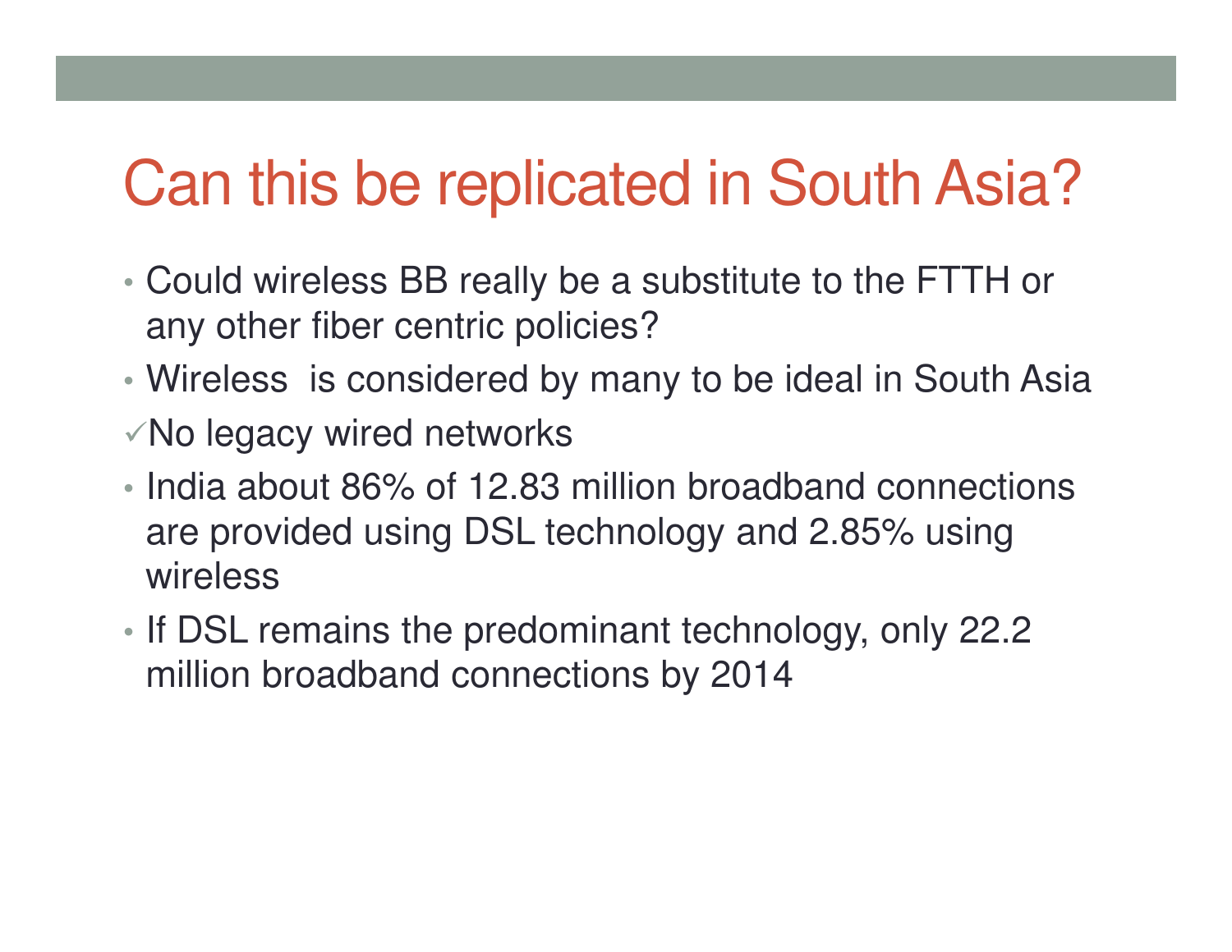# Can this be replicated in South Asia?

- Could wireless BB really be a substitute to the FTTH or any other fiber centric policies?
- Wireless is considered by many to be ideal in South Asia

✓No legacy wired networks

- India about 86% of 12.83 million broadband connections are provided using DSL technology and 2.85% using wireless
- If DSL remains the predominant technology, only 22.2 million broadband connections by 2014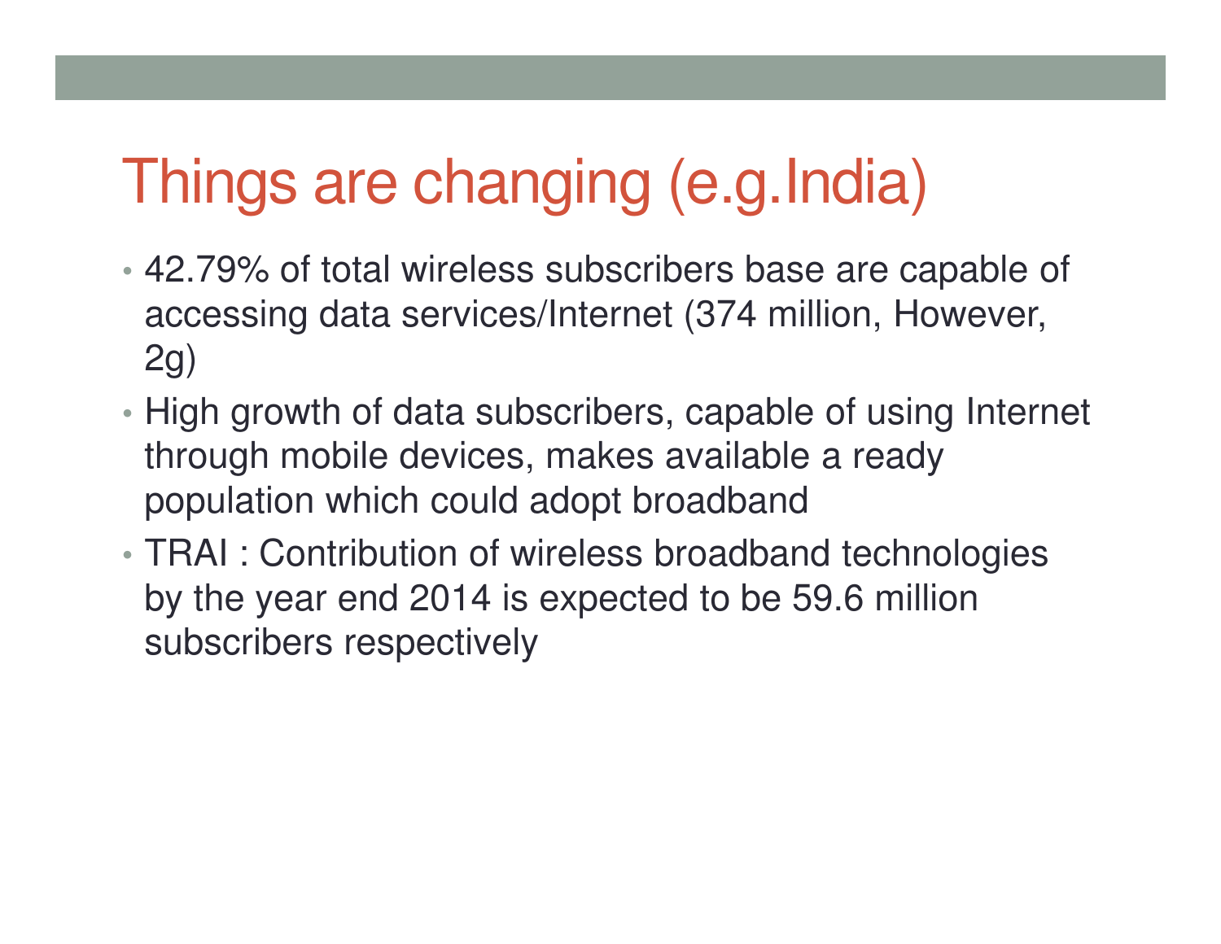# Things are changing (e.g.India)

- 42.79% of total wireless subscribers base are capable of accessing data services/Internet (374 million, However, 2g)
- High growth of data subscribers, capable of using Internet through mobile devices, makes available a ready population which could adopt broadband
- TRAI : Contribution of wireless broadband technologies by the year end 2014 is expected to be 59.6 million subscribers respectively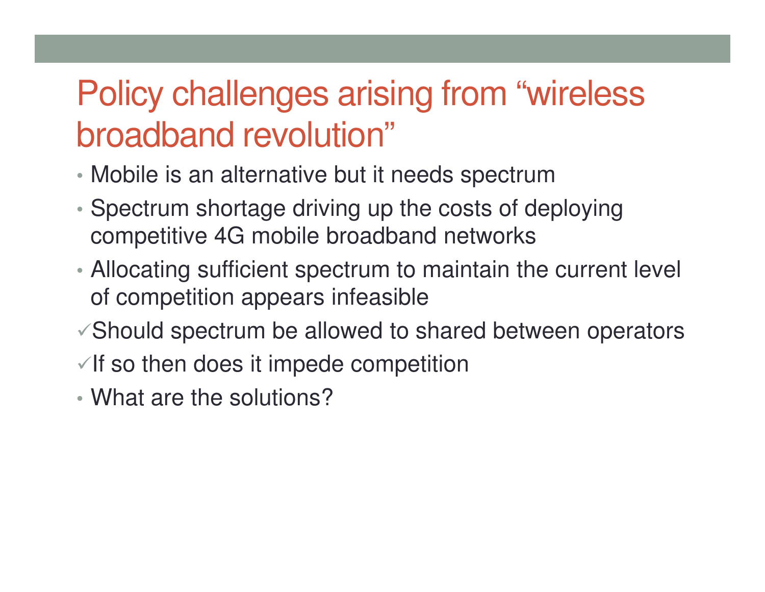# Policy challenges arising from "wireless broadband revolution"

- Mobile is an alternative but it needs spectrum
- Spectrum shortage driving up the costs of deploying competitive 4G mobile broadband networks
- Allocating sufficient spectrum to maintain the current level of competition appears infeasible

✓Should spectrum be allowed to shared between operators

✓If so then does it impede competition

- What are the solutions?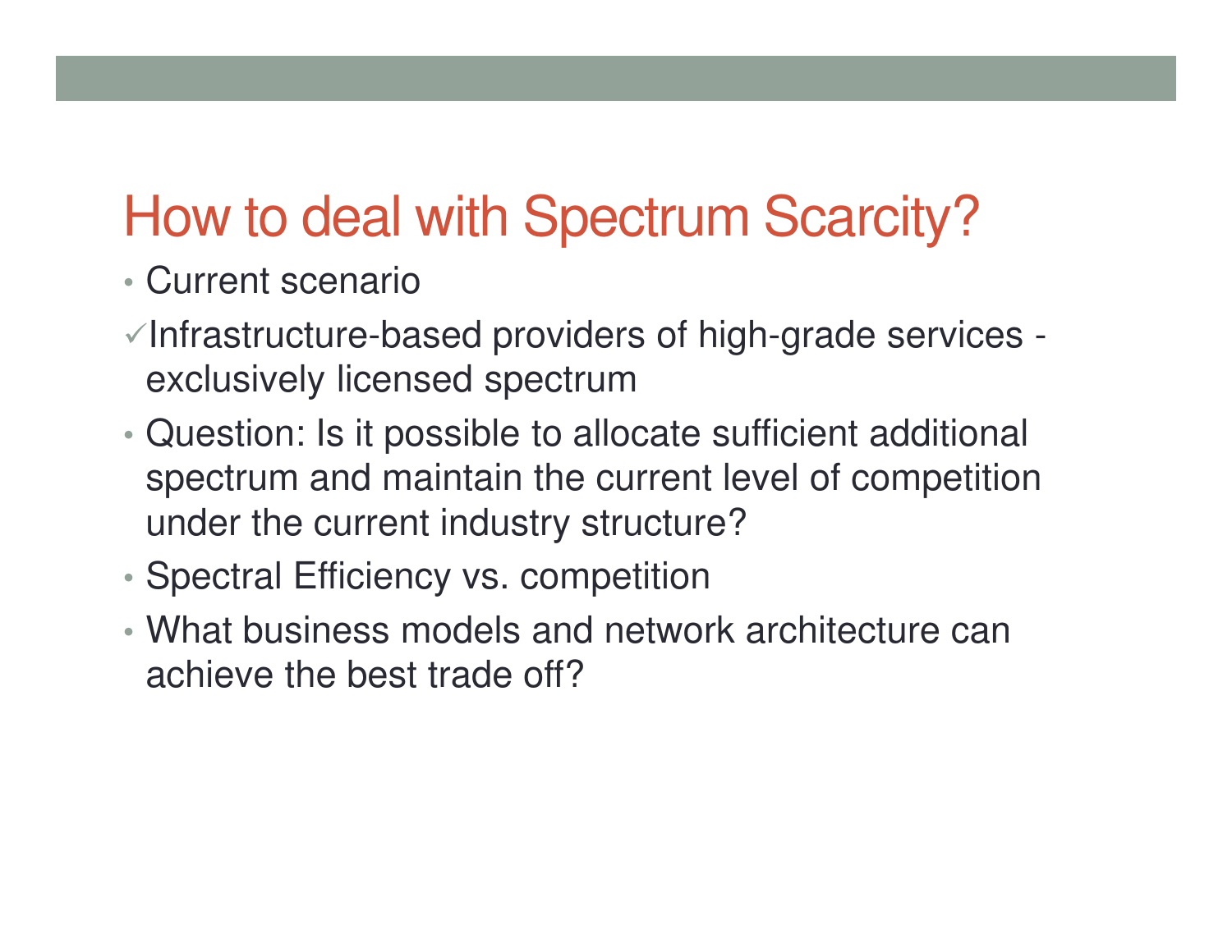# How to deal with Spectrum Scarcity?

- Current scenario

✓Infrastructure-based providers of high-grade services - exclusively licensed spectrum

- Question: Is it possible to allocate sufficient additional spectrum and maintain the current level of competition under the current industry structure?
- Spectral Efficiency vs. competition
- What business models and network architecture can achieve the best trade off?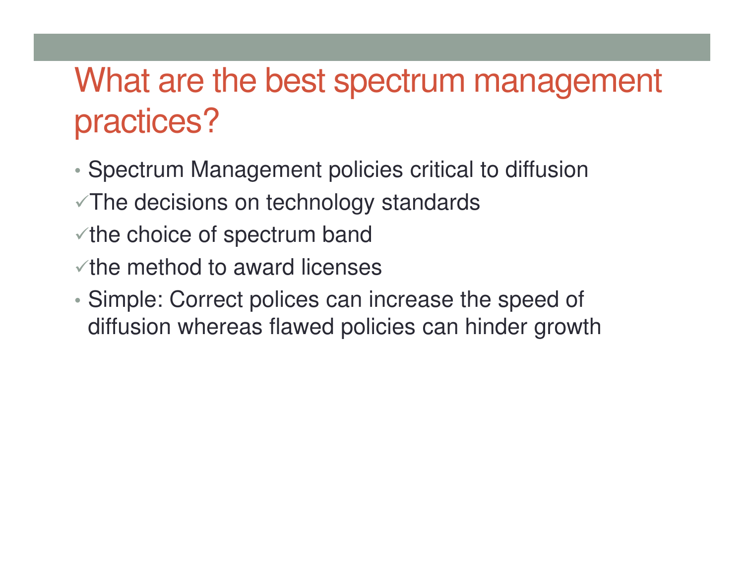# What are the best spectrum management practices?

- Spectrum Management policies critical to diffusion

✓The decisions on technology standards

✓the choice of spectrum band

✓the method to award licenses

- Simple: Correct polices can increase the speed of diffusion whereas flawed policies can hinder growth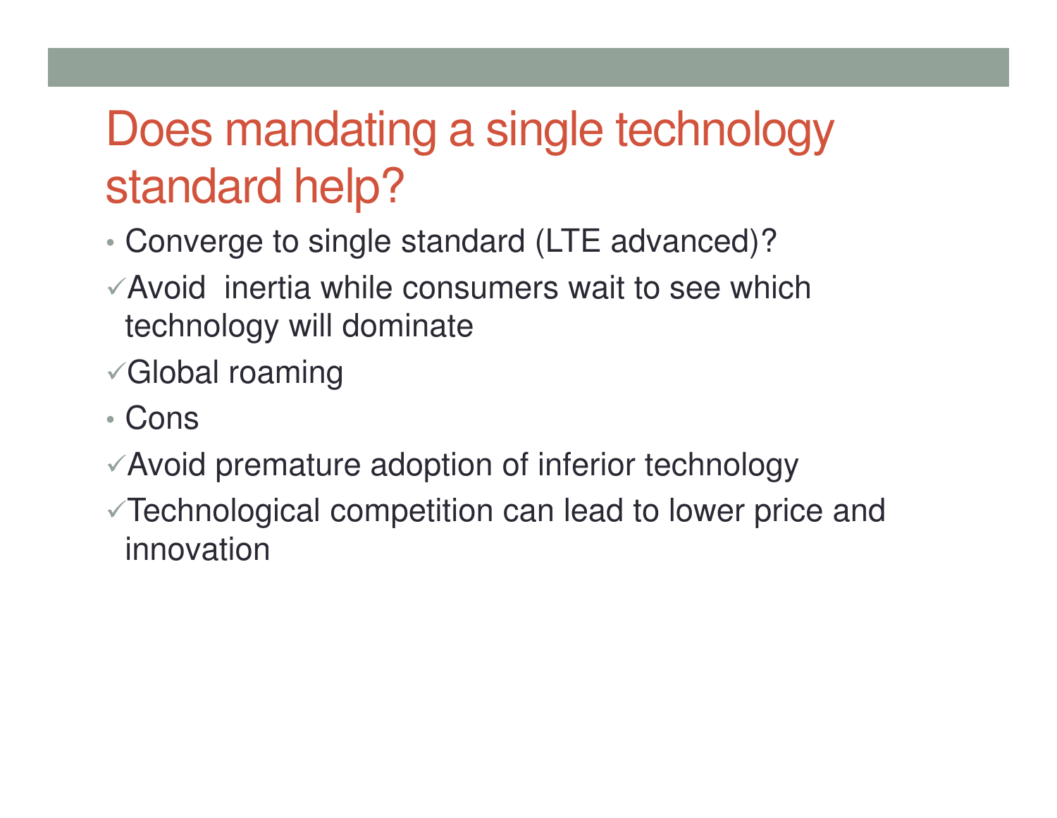# Does mandating a single technology standard help?

- Converge to single standard (LTE advanced)?

✓Avoid inertia while consumers wait to see which technology will dominate

✓Global roaming

- Cons

✓Avoid premature adoption of inferior technology

✓Technological competition can lead to lower price and innovation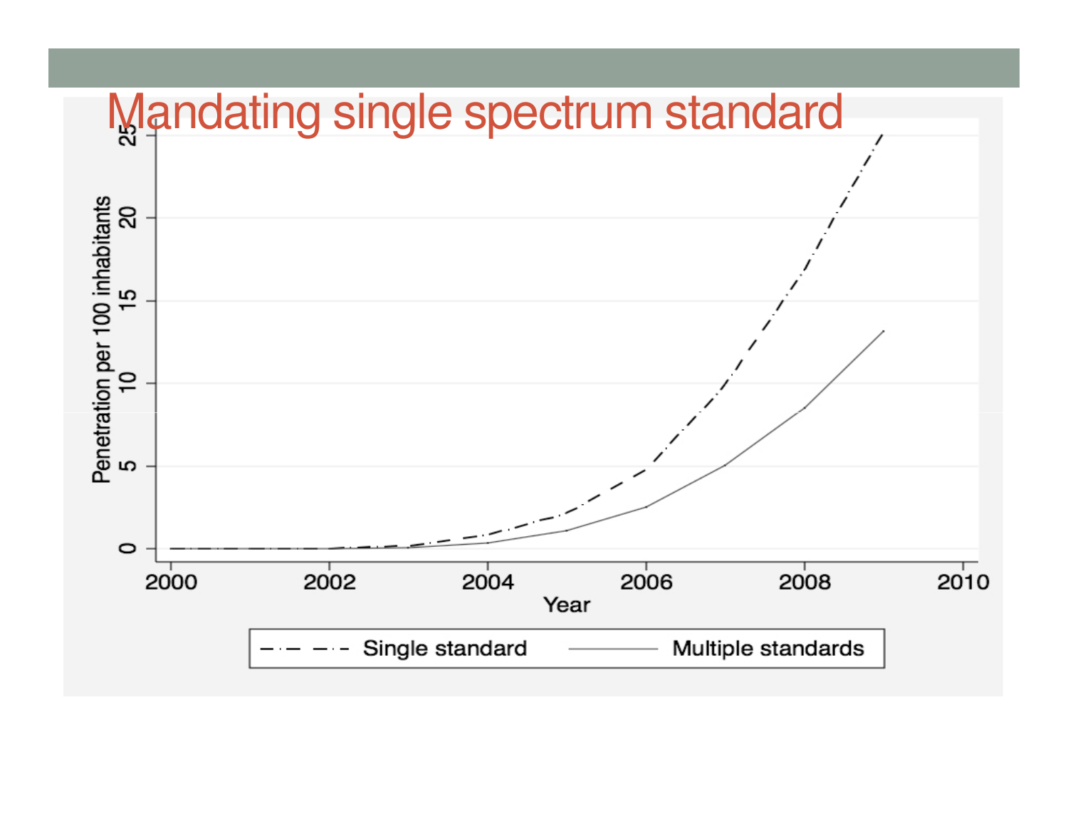# Mandating single spectrum standard

Penetration per 100 inhabitants

0 5 10 15 20 25

2000 2002 2004 2006 2008 2010

Year

Single standard — Multiple standards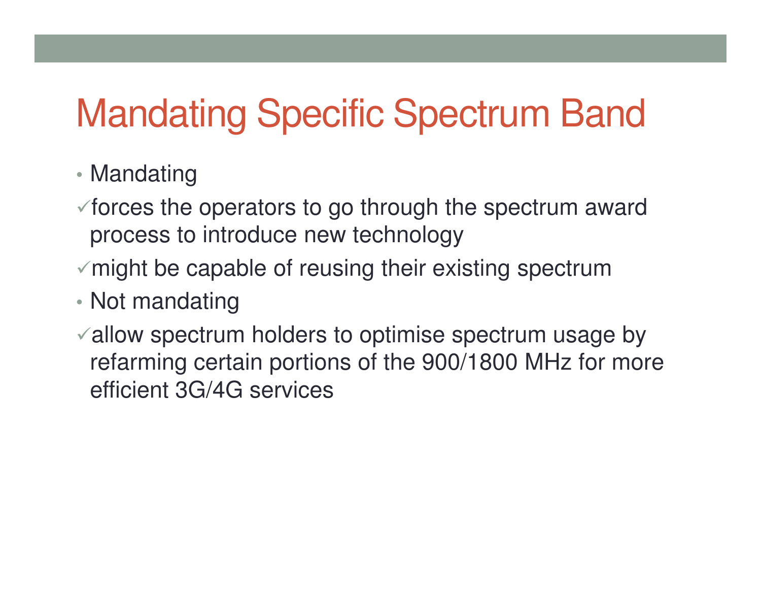# Mandating Specific Spectrum Band

- Mandating

✓forces the operators to go through the spectrum award process to introduce new technology

✓might be capable of reusing their existing spectrum

- Not mandating

✓allow spectrum holders to optimise spectrum usage by refarming certain portions of the 900/1800 MHz for more efficient 3G/4G services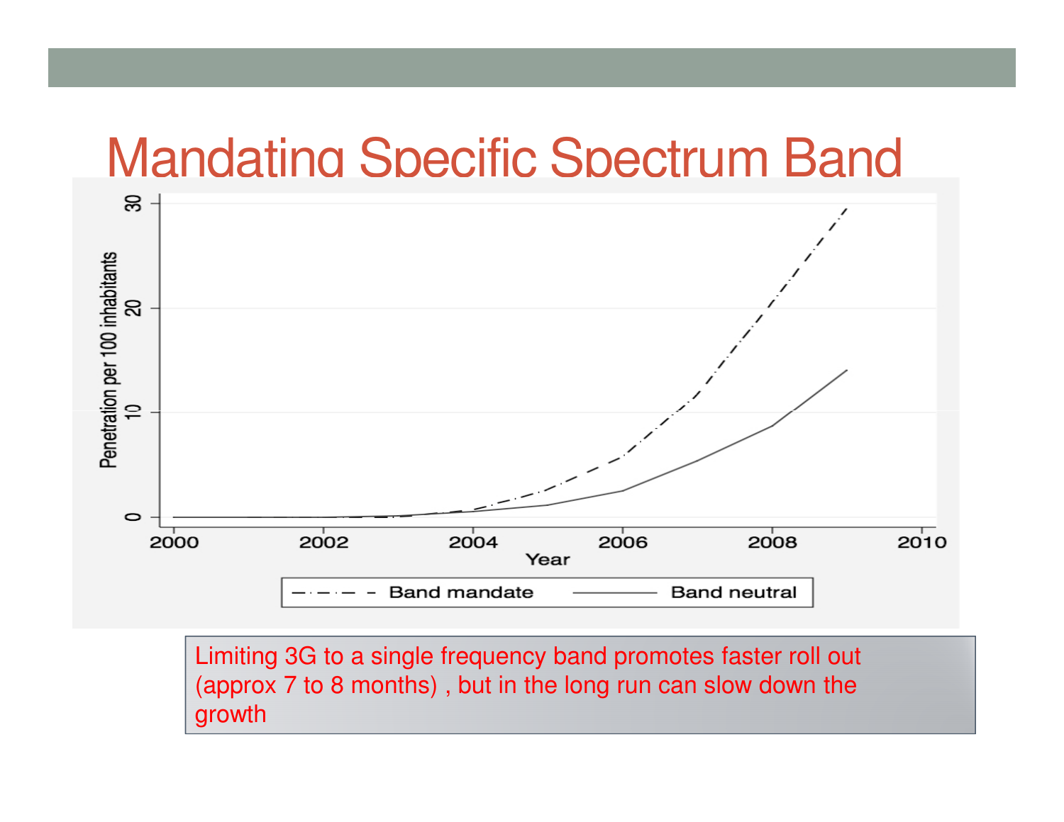# Mandating Specific Spectrum Band

Limiting 3G to a single frequency band promotes faster roll out (approx 7 to 8 months) , but in the long run can slow down the growth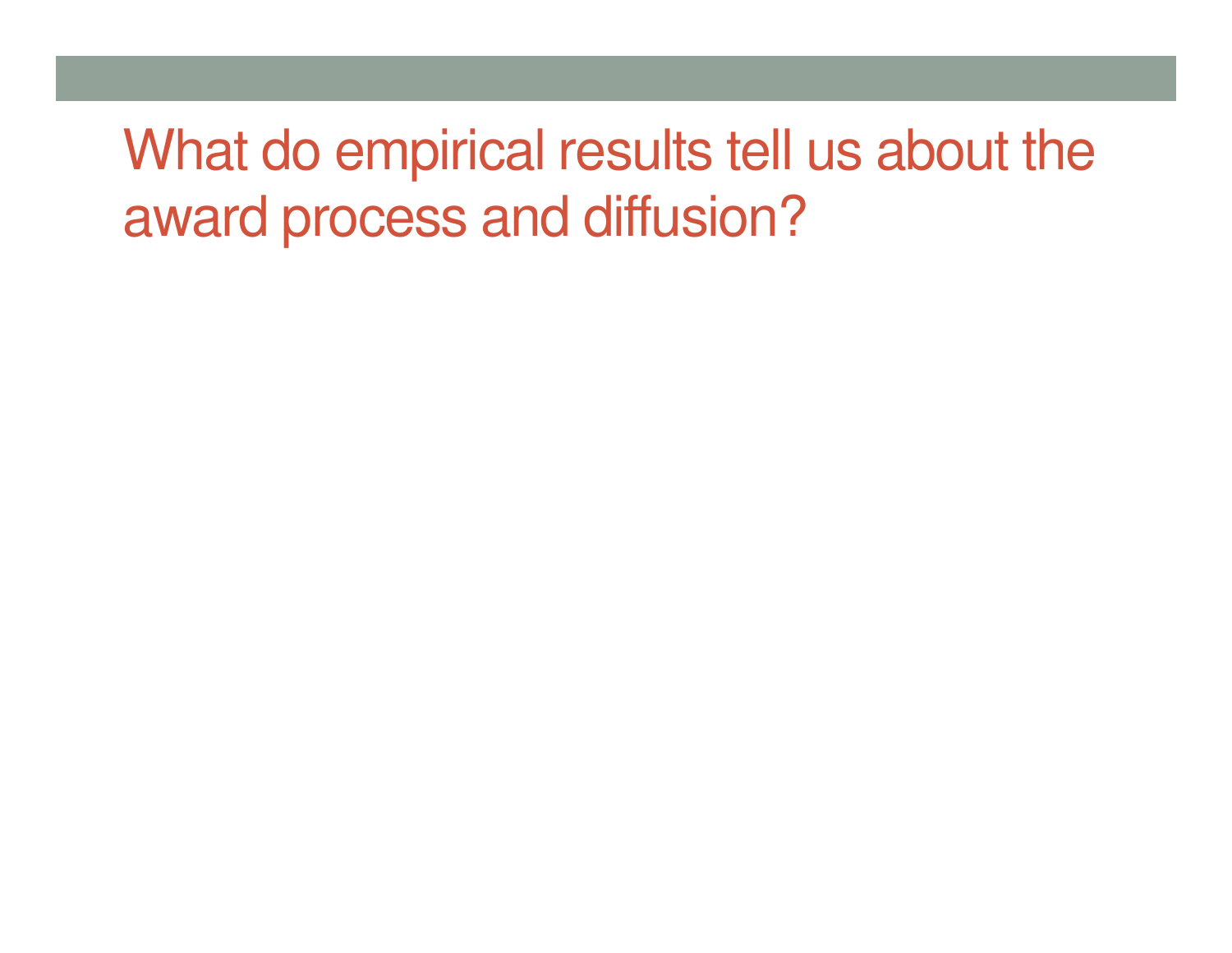# What do empirical results tell us about the award process and diffusion?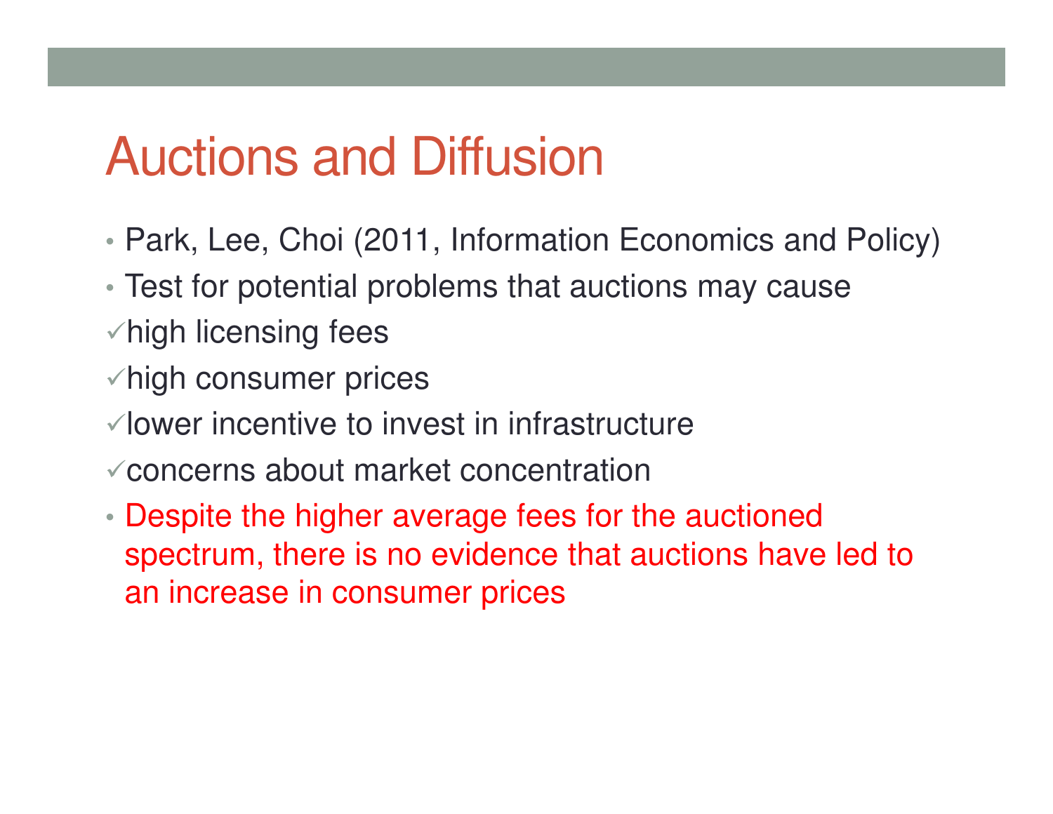# Auctions and Diffusion

- Park, Lee, Choi (2011, Information Economics and Policy)
- Test for potential problems that auctions may cause

✓high licensing fees

✓high consumer prices

✓lower incentive to invest in infrastructure

✓concerns about market concentration

- Despite the higher average fees for the auctioned spectrum, there is no evidence that auctions have led to an increase in consumer prices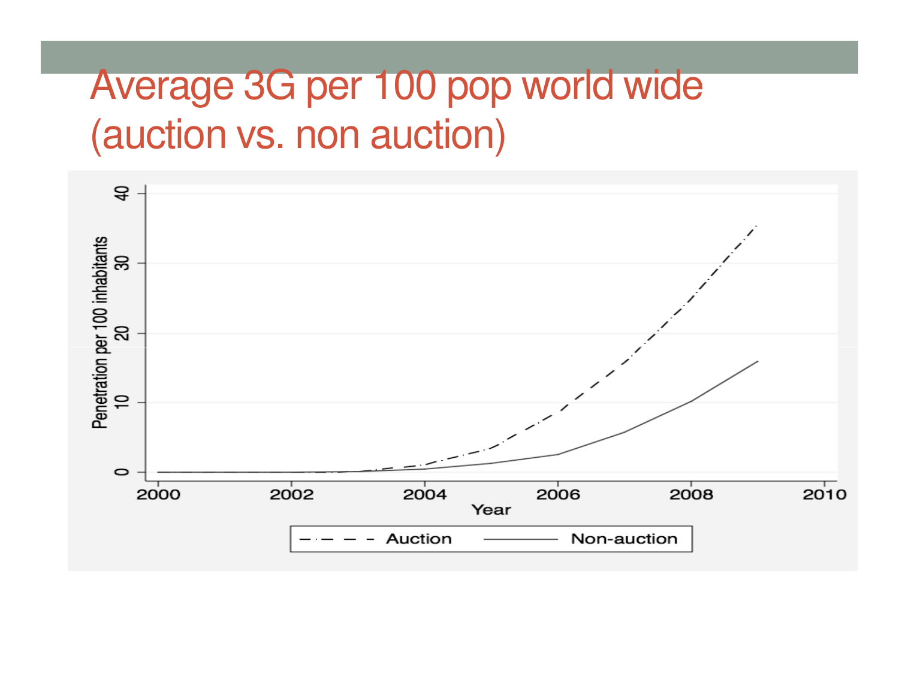# Average 3G per 100 pop world wide (auction vs. non auction)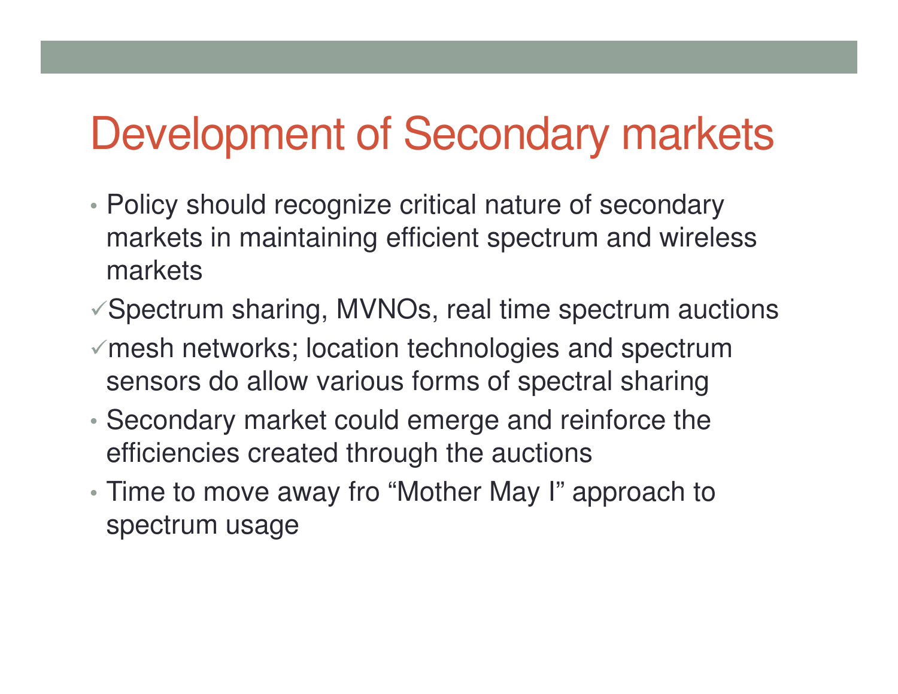# Development of Secondary markets

- Policy should recognize critical nature of secondary markets in maintaining efficient spectrum and wireless markets

✓Spectrum sharing, MVNOs, real time spectrum auctions

✓mesh networks; location technologies and spectrum sensors do allow various forms of spectral sharing

- Secondary market could emerge and reinforce the efficiencies created through the auctions
- Time to move away fro “Mother May I” approach to spectrum usage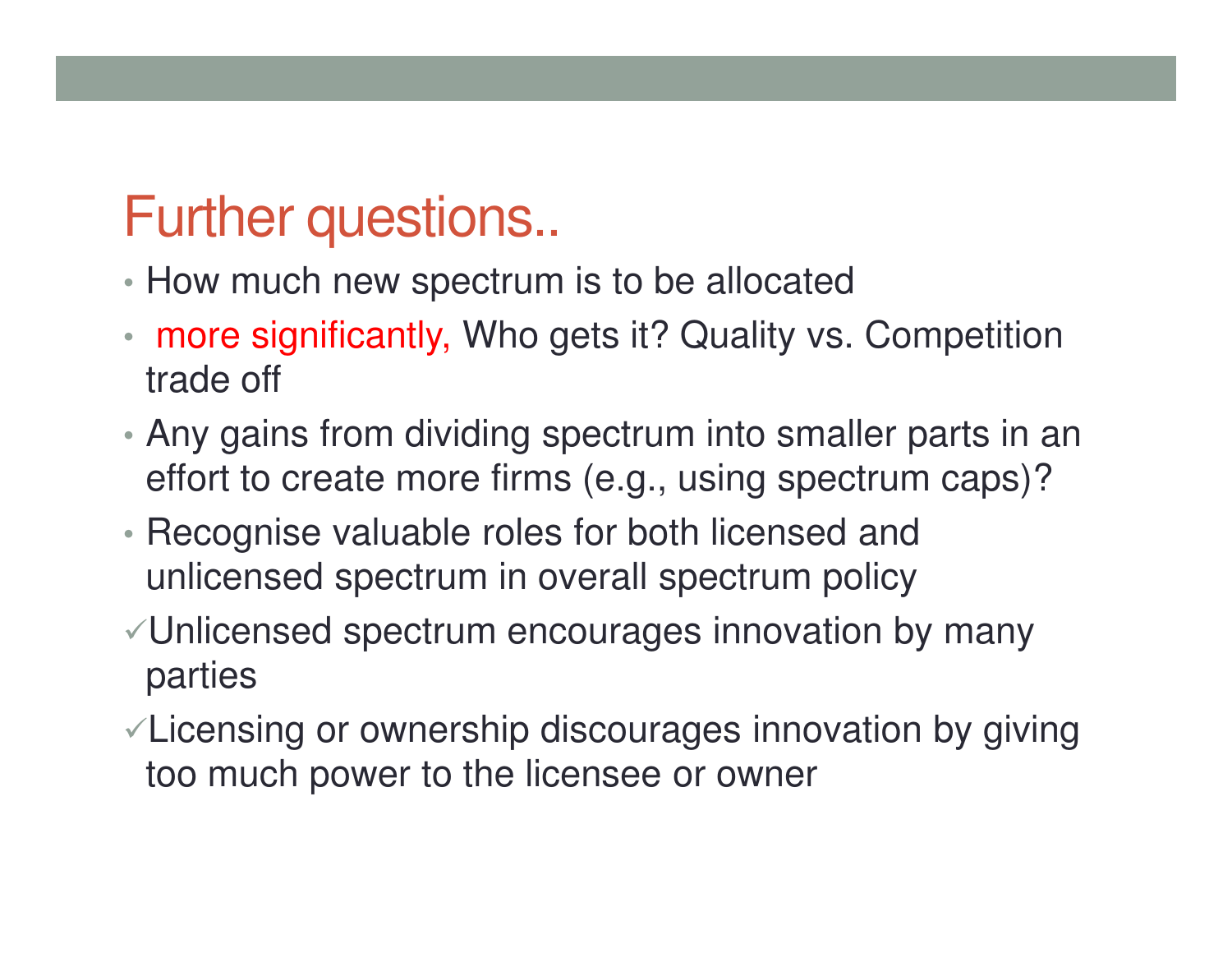# Further questions..

- How much new spectrum is to be allocated
- more significantly, Who gets it? Quality vs. Competition trade off
- Any gains from dividing spectrum into smaller parts in an effort to create more firms (e.g., using spectrum caps)?
- Recognise valuable roles for both licensed and unlicensed spectrum in overall spectrum policy

✓Unlicensed spectrum encourages innovation by many parties

✓Licensing or ownership discourages innovation by giving too much power to the licensee or owner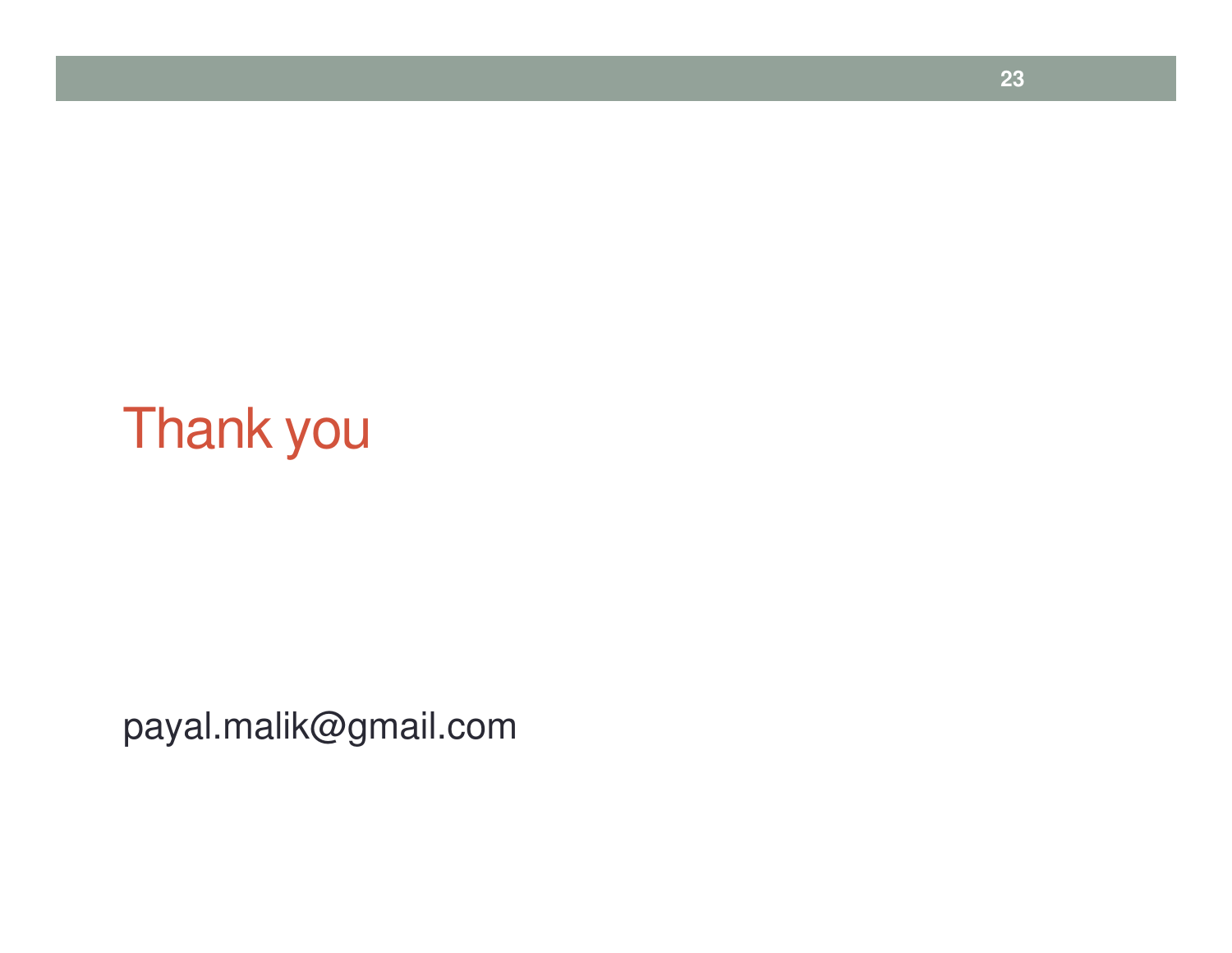# Thank you

payal.malik@gmail.com